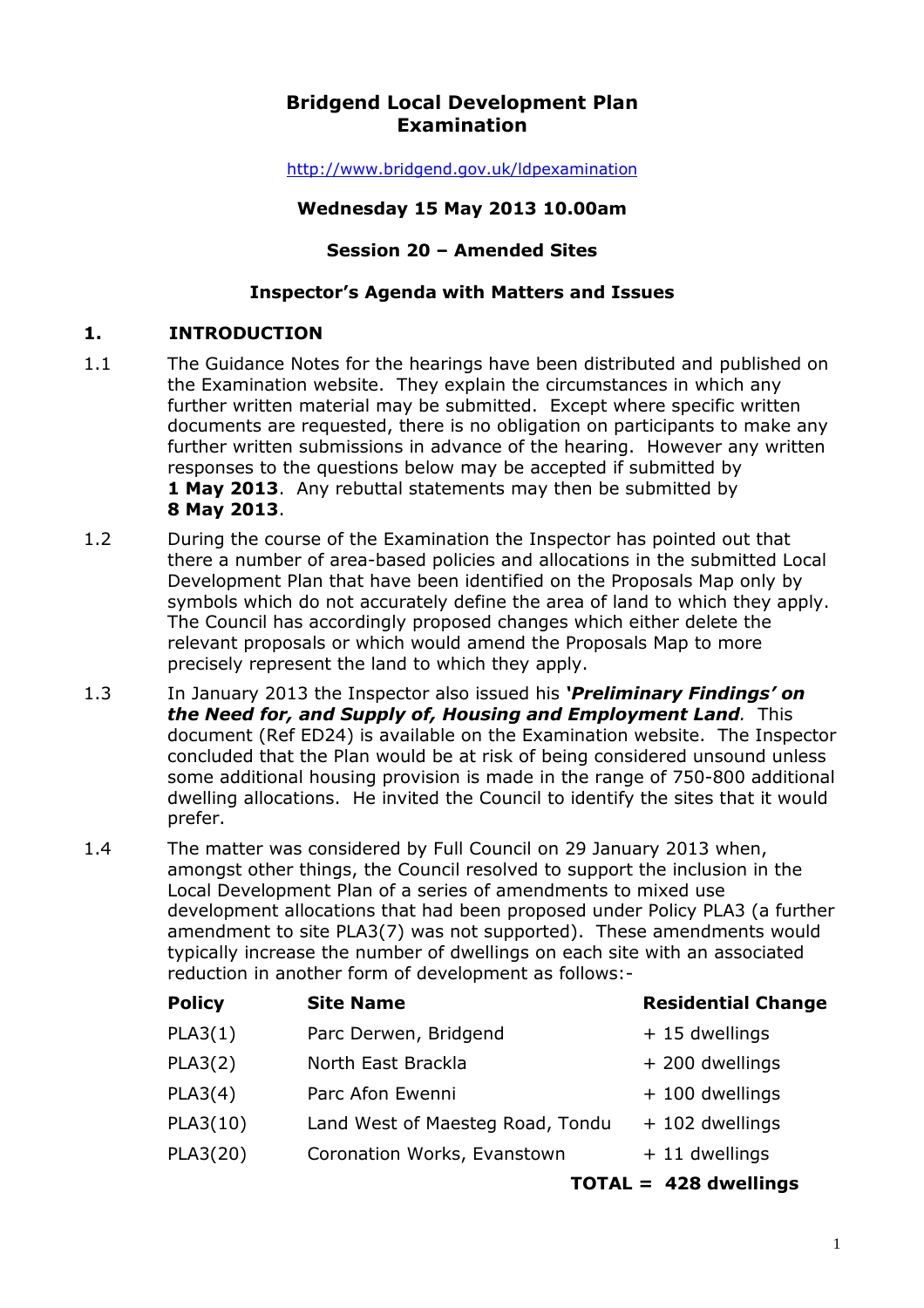# Bridgend Local Development Plan Examination

http://www.bridgend.gov.uk/ldpexamination

**Wednesday 15 May 2013 10.00am**

**Session 20 – Amended Sites**

**Inspector's Agenda with Matters and Issues**

## 1. INTRODUCTION

1.1 The Guidance Notes for the hearings have been distributed and published on the Examination website. They explain the circumstances in which any further written material may be submitted. Except where specific written documents are requested, there is no obligation on participants to make any further written submissions in advance of the hearing. However any written responses to the questions below may be accepted if submitted by **1 May 2013**. Any rebuttal statements may then be submitted by **8 May 2013**.

1.2 During the course of the Examination the Inspector has pointed out that there a number of area-based policies and allocations in the submitted Local Development Plan that have been identified on the Proposals Map only by symbols which do not accurately define the area of land to which they apply. The Council has accordingly proposed changes which either delete the relevant proposals or which would amend the Proposals Map to more precisely represent the land to which they apply.

1.3 In January 2013 the Inspector also issued his ***'Preliminary Findings' on the Need for, and Supply of, Housing and Employment Land***. This document (Ref ED24) is available on the Examination website. The Inspector concluded that the Plan would be at risk of being considered unsound unless some additional housing provision is made in the range of 750-800 additional dwelling allocations. He invited the Council to identify the sites that it would prefer.

1.4 The matter was considered by Full Council on 29 January 2013 when, amongst other things, the Council resolved to support the inclusion in the Local Development Plan of a series of amendments to mixed use development allocations that had been proposed under Policy PLA3 (a further amendment to site PLA3(7) was not supported). These amendments would typically increase the number of dwellings on each site with an associated reduction in another form of development as follows:-

| Policy | Site Name | Residential Change |
|---|---|---|
| PLA3(1) | Parc Derwen, Bridgend | + 15 dwellings |
| PLA3(2) | North East Brackla | + 200 dwellings |
| PLA3(4) | Parc Afon Ewenni | + 100 dwellings |
| PLA3(10) | Land West of Maesteg Road, Tondu | + 102 dwellings |
| PLA3(20) | Coronation Works, Evanstown | + 11 dwellings |
| | **TOTAL =** | **428 dwellings** |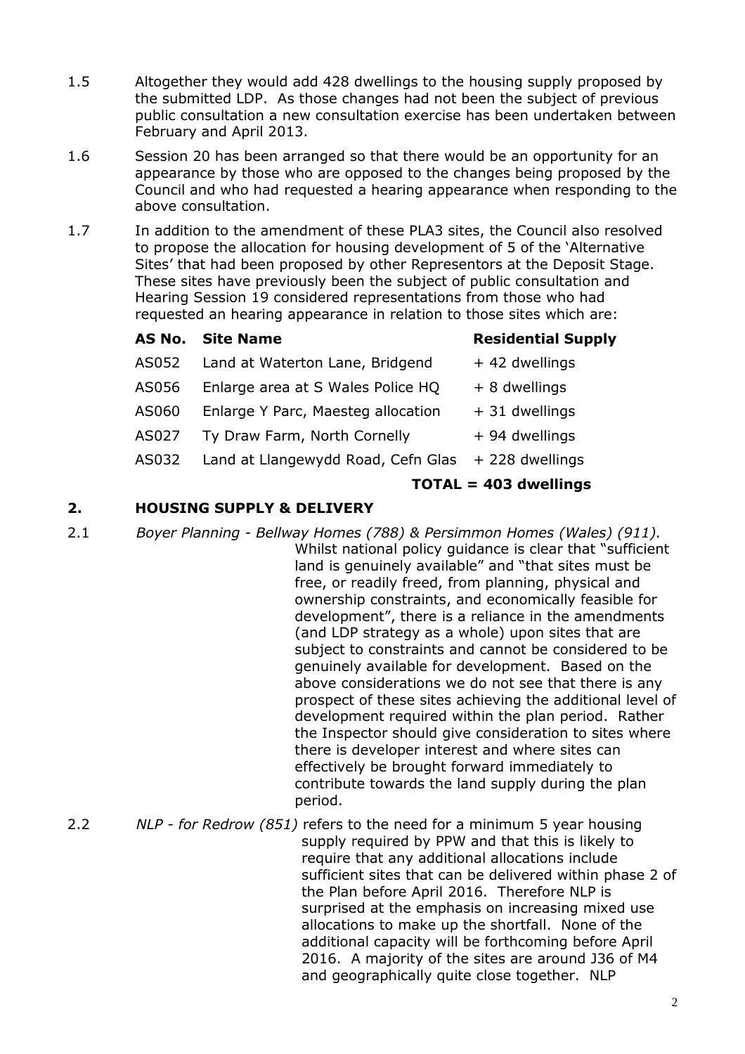1.5 Altogether they would add 428 dwellings to the housing supply proposed by the submitted LDP. As those changes had not been the subject of previous public consultation a new consultation exercise has been undertaken between February and April 2013.

1.6 Session 20 has been arranged so that there would be an opportunity for an appearance by those who are opposed to the changes being proposed by the Council and who had requested a hearing appearance when responding to the above consultation.

1.7 In addition to the amendment of these PLA3 sites, the Council also resolved to propose the allocation for housing development of 5 of the 'Alternative Sites' that had been proposed by other Representors at the Deposit Stage. These sites have previously been the subject of public consultation and Hearing Session 19 considered representations from those who had requested an hearing appearance in relation to those sites which are:

| AS No. | Site Name | Residential Supply |
|---|---|---|
| AS052 | Land at Waterton Lane, Bridgend | + 42 dwellings |
| AS056 | Enlarge area at S Wales Police HQ | + 8 dwellings |
| AS060 | Enlarge Y Parc, Maesteg allocation | + 31 dwellings |
| AS027 | Ty Draw Farm, North Cornelly | + 94 dwellings |
| AS032 | Land at Llangewydd Road, Cefn Glas | + 228 dwellings |
| | | **TOTAL = 403 dwellings** |

## 2. HOUSING SUPPLY & DELIVERY

2.1 *Boyer Planning - Bellway Homes (788) & Persimmon Homes (Wales) (911).* Whilst national policy guidance is clear that "sufficient land is genuinely available" and "that sites must be free, or readily freed, from planning, physical and ownership constraints, and economically feasible for development", there is a reliance in the amendments (and LDP strategy as a whole) upon sites that are subject to constraints and cannot be considered to be genuinely available for development. Based on the above considerations we do not see that there is any prospect of these sites achieving the additional level of development required within the plan period. Rather the Inspector should give consideration to sites where there is developer interest and where sites can effectively be brought forward immediately to contribute towards the land supply during the plan period.

2.2 *NLP - for Redrow (851)* refers to the need for a minimum 5 year housing supply required by PPW and that this is likely to require that any additional allocations include sufficient sites that can be delivered within phase 2 of the Plan before April 2016. Therefore NLP is surprised at the emphasis on increasing mixed use allocations to make up the shortfall. None of the additional capacity will be forthcoming before April 2016. A majority of the sites are around J36 of M4 and geographically quite close together. NLP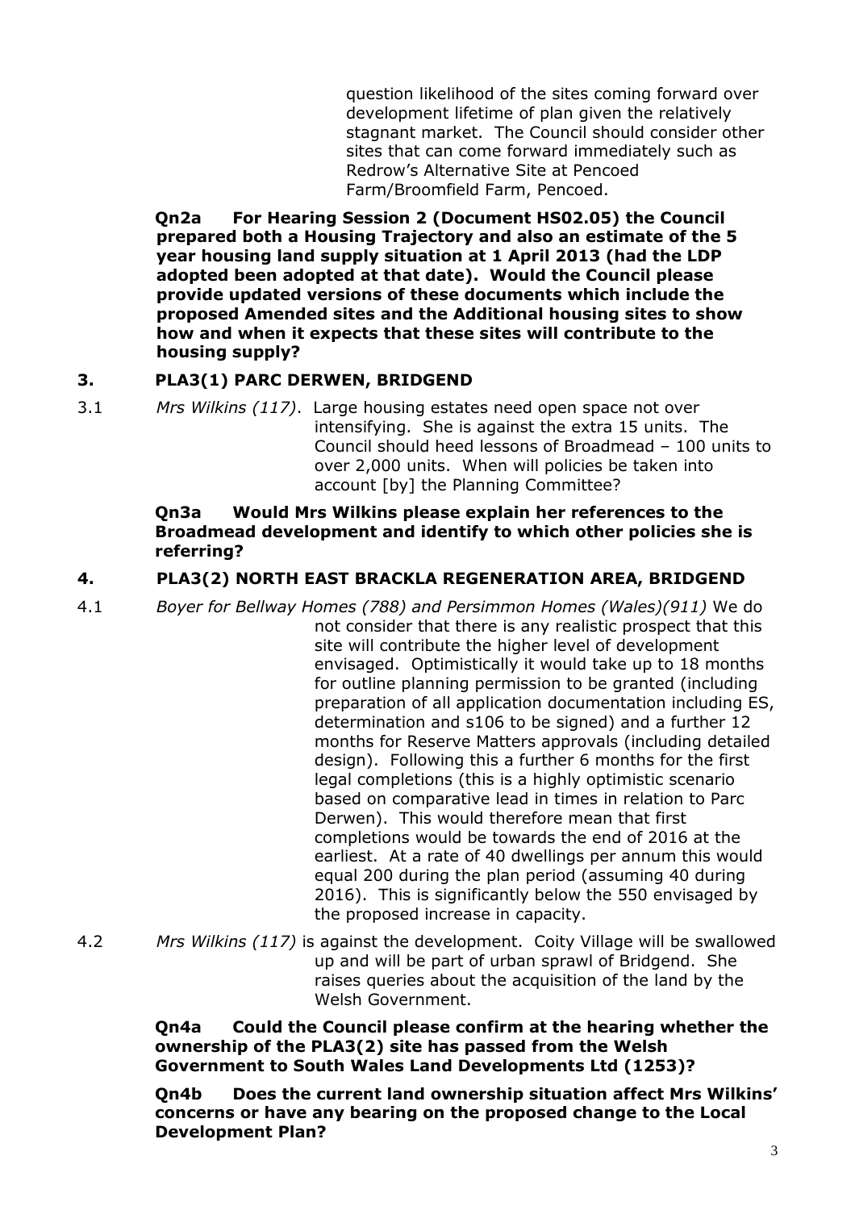question likelihood of the sites coming forward over development lifetime of plan given the relatively stagnant market. The Council should consider other sites that can come forward immediately such as Redrow's Alternative Site at Pencoed Farm/Broomfield Farm, Pencoed.

**Qn2a For Hearing Session 2 (Document HS02.05) the Council prepared both a Housing Trajectory and also an estimate of the 5 year housing land supply situation at 1 April 2013 (had the LDP adopted been adopted at that date). Would the Council please provide updated versions of these documents which include the proposed Amended sites and the Additional housing sites to show how and when it expects that these sites will contribute to the housing supply?**

## 3. PLA3(1) PARC DERWEN, BRIDGEND

3.1 *Mrs Wilkins (117)*. Large housing estates need open space not over intensifying. She is against the extra 15 units. The Council should heed lessons of Broadmead – 100 units to over 2,000 units. When will policies be taken into account [by] the Planning Committee?

**Qn3a Would Mrs Wilkins please explain her references to the Broadmead development and identify to which other policies she is referring?**

## 4. PLA3(2) NORTH EAST BRACKLA REGENERATION AREA, BRIDGEND

4.1 *Boyer for Bellway Homes (788) and Persimmon Homes (Wales)(911)* We do not consider that there is any realistic prospect that this site will contribute the higher level of development envisaged. Optimistically it would take up to 18 months for outline planning permission to be granted (including preparation of all application documentation including ES, determination and s106 to be signed) and a further 12 months for Reserve Matters approvals (including detailed design). Following this a further 6 months for the first legal completions (this is a highly optimistic scenario based on comparative lead in times in relation to Parc Derwen). This would therefore mean that first completions would be towards the end of 2016 at the earliest. At a rate of 40 dwellings per annum this would equal 200 during the plan period (assuming 40 during 2016). This is significantly below the 550 envisaged by the proposed increase in capacity.

4.2 *Mrs Wilkins (117)* is against the development. Coity Village will be swallowed up and will be part of urban sprawl of Bridgend. She raises queries about the acquisition of the land by the Welsh Government.

**Qn4a Could the Council please confirm at the hearing whether the ownership of the PLA3(2) site has passed from the Welsh Government to South Wales Land Developments Ltd (1253)?**

**Qn4b Does the current land ownership situation affect Mrs Wilkins' concerns or have any bearing on the proposed change to the Local Development Plan?**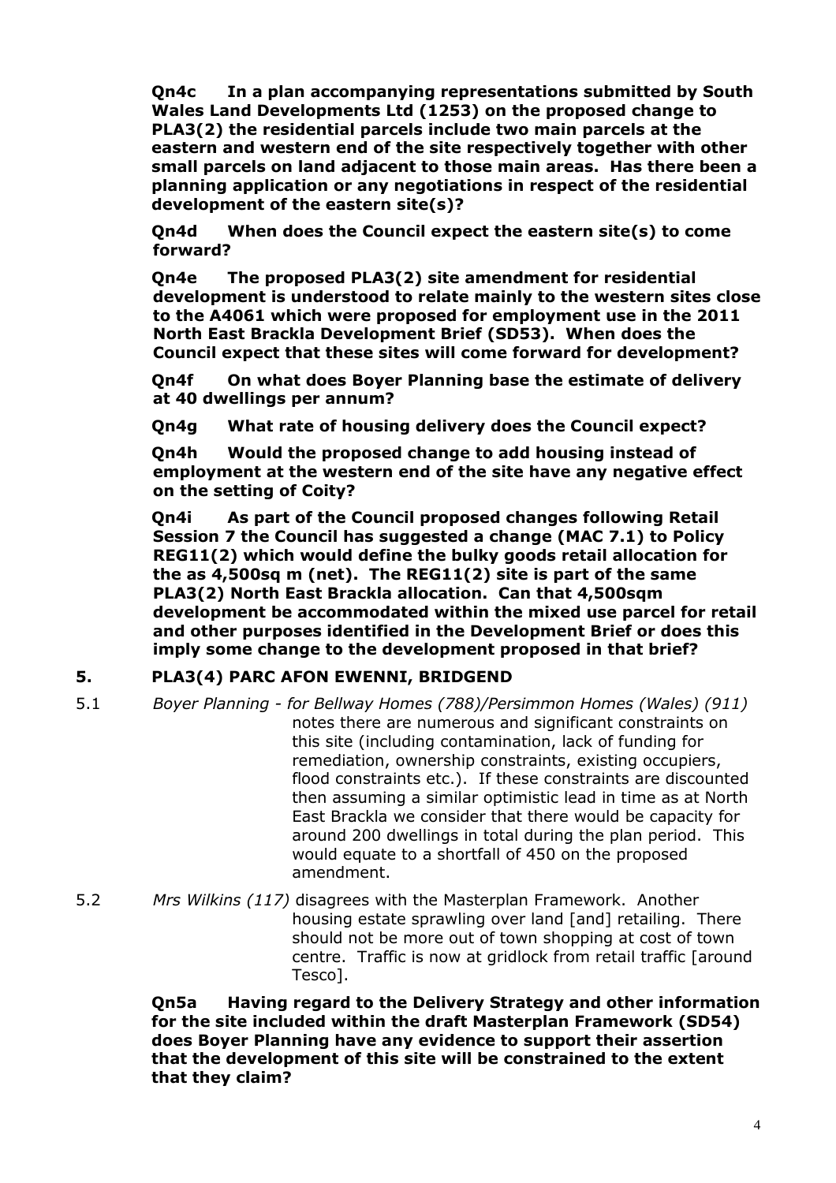**Qn4c In a plan accompanying representations submitted by South Wales Land Developments Ltd (1253) on the proposed change to PLA3(2) the residential parcels include two main parcels at the eastern and western end of the site respectively together with other small parcels on land adjacent to those main areas. Has there been a planning application or any negotiations in respect of the residential development of the eastern site(s)?**

**Qn4d When does the Council expect the eastern site(s) to come forward?**

**Qn4e The proposed PLA3(2) site amendment for residential development is understood to relate mainly to the western sites close to the A4061 which were proposed for employment use in the 2011 North East Brackla Development Brief (SD53). When does the Council expect that these sites will come forward for development?**

**Qn4f On what does Boyer Planning base the estimate of delivery at 40 dwellings per annum?**

**Qn4g What rate of housing delivery does the Council expect?**

**Qn4h Would the proposed change to add housing instead of employment at the western end of the site have any negative effect on the setting of Coity?**

**Qn4i As part of the Council proposed changes following Retail Session 7 the Council has suggested a change (MAC 7.1) to Policy REG11(2) which would define the bulky goods retail allocation for the as 4,500sq m (net). The REG11(2) site is part of the same PLA3(2) North East Brackla allocation. Can that 4,500sqm development be accommodated within the mixed use parcel for retail and other purposes identified in the Development Brief or does this imply some change to the development proposed in that brief?**

## 5. PLA3(4) PARC AFON EWENNI, BRIDGEND

5.1 *Boyer Planning - for Bellway Homes (788)/Persimmon Homes (Wales) (911)* notes there are numerous and significant constraints on this site (including contamination, lack of funding for remediation, ownership constraints, existing occupiers, flood constraints etc.). If these constraints are discounted then assuming a similar optimistic lead in time as at North East Brackla we consider that there would be capacity for around 200 dwellings in total during the plan period. This would equate to a shortfall of 450 on the proposed amendment.

5.2 *Mrs Wilkins (117)* disagrees with the Masterplan Framework. Another housing estate sprawling over land [and] retailing. There should not be more out of town shopping at cost of town centre. Traffic is now at gridlock from retail traffic [around Tesco].

**Qn5a Having regard to the Delivery Strategy and other information for the site included within the draft Masterplan Framework (SD54) does Boyer Planning have any evidence to support their assertion that the development of this site will be constrained to the extent that they claim?**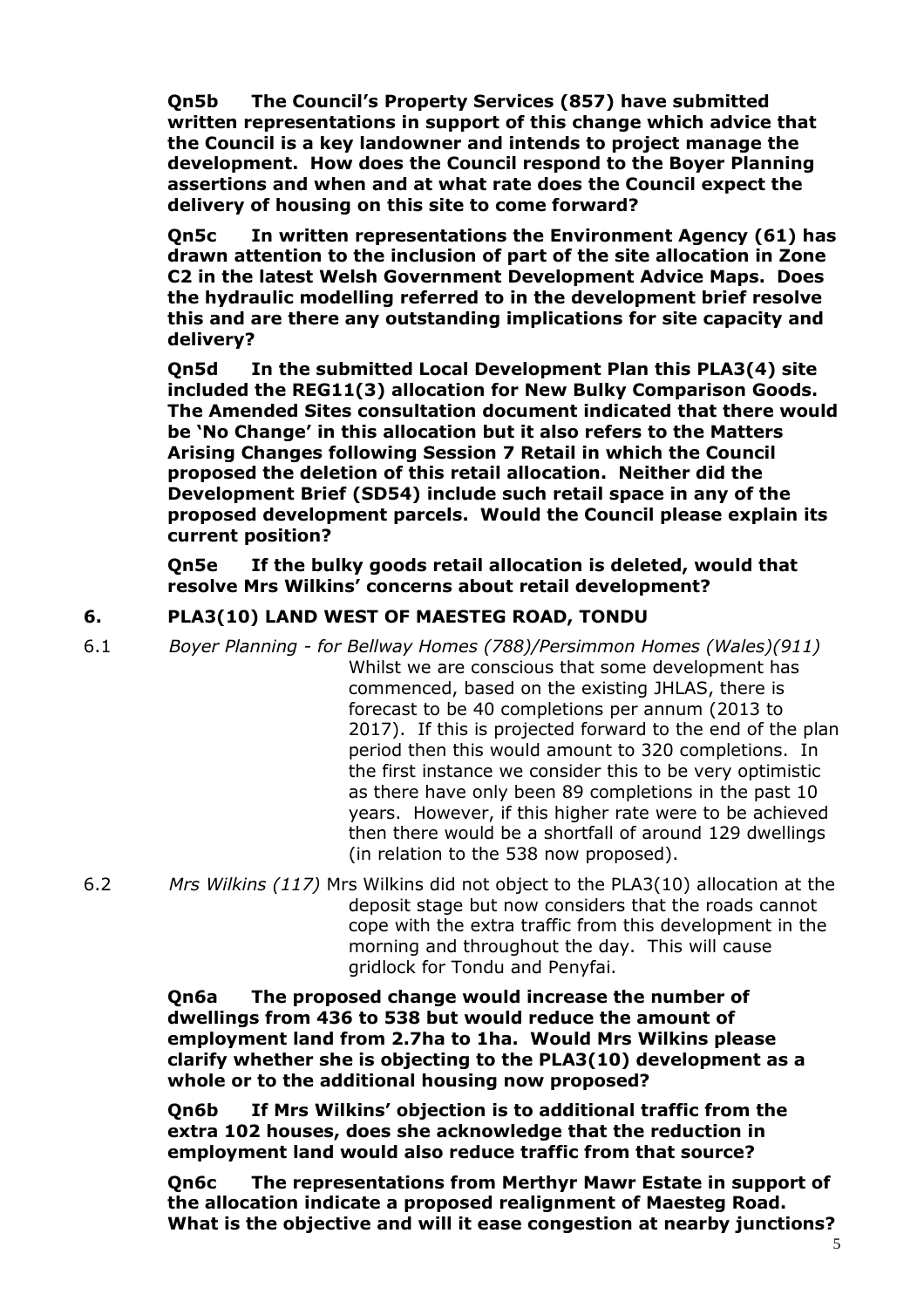**Qn5b The Council's Property Services (857) have submitted written representations in support of this change which advice that the Council is a key landowner and intends to project manage the development. How does the Council respond to the Boyer Planning assertions and when and at what rate does the Council expect the delivery of housing on this site to come forward?**

**Qn5c In written representations the Environment Agency (61) has drawn attention to the inclusion of part of the site allocation in Zone C2 in the latest Welsh Government Development Advice Maps. Does the hydraulic modelling referred to in the development brief resolve this and are there any outstanding implications for site capacity and delivery?**

**Qn5d In the submitted Local Development Plan this PLA3(4) site included the REG11(3) allocation for New Bulky Comparison Goods. The Amended Sites consultation document indicated that there would be 'No Change' in this allocation but it also refers to the Matters Arising Changes following Session 7 Retail in which the Council proposed the deletion of this retail allocation. Neither did the Development Brief (SD54) include such retail space in any of the proposed development parcels. Would the Council please explain its current position?**

**Qn5e If the bulky goods retail allocation is deleted, would that resolve Mrs Wilkins' concerns about retail development?**

## 6. PLA3(10) LAND WEST OF MAESTEG ROAD, TONDU

6.1 *Boyer Planning - for Bellway Homes (788)/Persimmon Homes (Wales)(911)* Whilst we are conscious that some development has commenced, based on the existing JHLAS, there is forecast to be 40 completions per annum (2013 to 2017). If this is projected forward to the end of the plan period then this would amount to 320 completions. In the first instance we consider this to be very optimistic as there have only been 89 completions in the past 10 years. However, if this higher rate were to be achieved then there would be a shortfall of around 129 dwellings (in relation to the 538 now proposed).

6.2 *Mrs Wilkins (117)* Mrs Wilkins did not object to the PLA3(10) allocation at the deposit stage but now considers that the roads cannot cope with the extra traffic from this development in the morning and throughout the day. This will cause gridlock for Tondu and Penyfai.

**Qn6a The proposed change would increase the number of dwellings from 436 to 538 but would reduce the amount of employment land from 2.7ha to 1ha. Would Mrs Wilkins please clarify whether she is objecting to the PLA3(10) development as a whole or to the additional housing now proposed?**

**Qn6b If Mrs Wilkins' objection is to additional traffic from the extra 102 houses, does she acknowledge that the reduction in employment land would also reduce traffic from that source?**

**Qn6c The representations from Merthyr Mawr Estate in support of the allocation indicate a proposed realignment of Maesteg Road. What is the objective and will it ease congestion at nearby junctions?**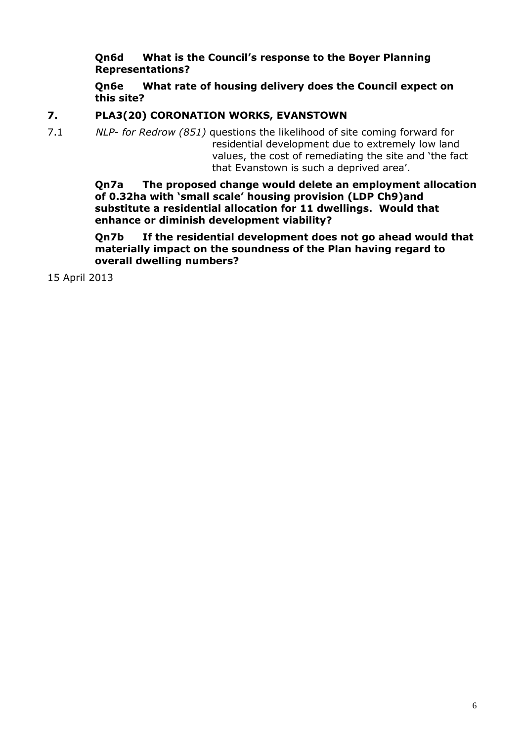**Qn6d What is the Council's response to the Boyer Planning Representations?**

**Qn6e What rate of housing delivery does the Council expect on this site?**

## 7. PLA3(20) CORONATION WORKS, EVANSTOWN

7.1 *NLP- for Redrow (851)* questions the likelihood of site coming forward for residential development due to extremely low land values, the cost of remediating the site and 'the fact that Evanstown is such a deprived area'.

**Qn7a The proposed change would delete an employment allocation of 0.32ha with 'small scale' housing provision (LDP Ch9)and substitute a residential allocation for 11 dwellings. Would that enhance or diminish development viability?**

**Qn7b If the residential development does not go ahead would that materially impact on the soundness of the Plan having regard to overall dwelling numbers?**

15 April 2013